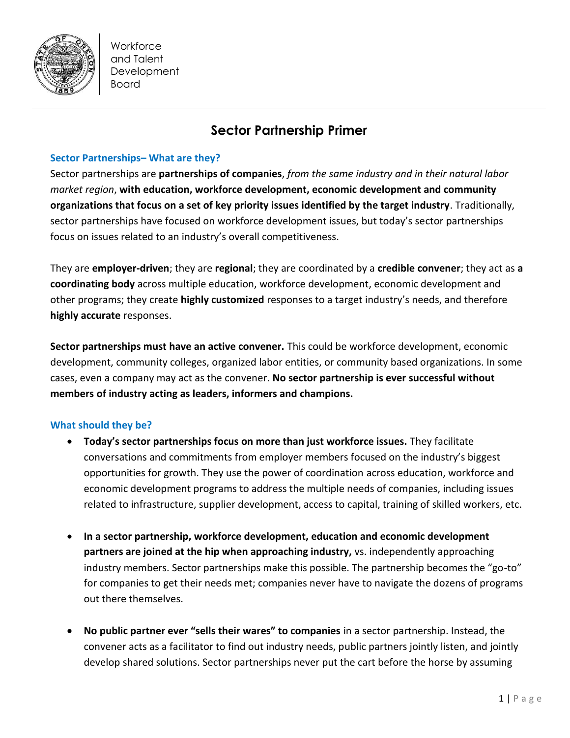Workforce and Talent Development Board

# Sector Partnership Primer

## Sector Partnerships– What are they?

Sector partnerships are **partnerships of companies**, *from the same industry and in their natural labor market region*, **with education, workforce development, economic development and community organizations that focus on a set of key priority issues identified by the target industry**. Traditionally, sector partnerships have focused on workforce development issues, but today's sector partnerships focus on issues related to an industry's overall competitiveness.

They are **employer-driven**; they are **regional**; they are coordinated by a **credible convener**; they act as **a coordinating body** across multiple education, workforce development, economic development and other programs; they create **highly customized** responses to a target industry's needs, and therefore **highly accurate** responses.

**Sector partnerships must have an active convener.** This could be workforce development, economic development, community colleges, organized labor entities, or community based organizations. In some cases, even a company may act as the convener. **No sector partnership is ever successful without members of industry acting as leaders, informers and champions.**

## What should they be?

- **Today's sector partnerships focus on more than just workforce issues.** They facilitate conversations and commitments from employer members focused on the industry's biggest opportunities for growth. They use the power of coordination across education, workforce and economic development programs to address the multiple needs of companies, including issues related to infrastructure, supplier development, access to capital, training of skilled workers, etc.

- **In a sector partnership, workforce development, education and economic development partners are joined at the hip when approaching industry,** vs. independently approaching industry members. Sector partnerships make this possible. The partnership becomes the "go-to" for companies to get their needs met; companies never have to navigate the dozens of programs out there themselves.

- **No public partner ever "sells their wares" to companies** in a sector partnership. Instead, the convener acts as a facilitator to find out industry needs, public partners jointly listen, and jointly develop shared solutions. Sector partnerships never put the cart before the horse by assuming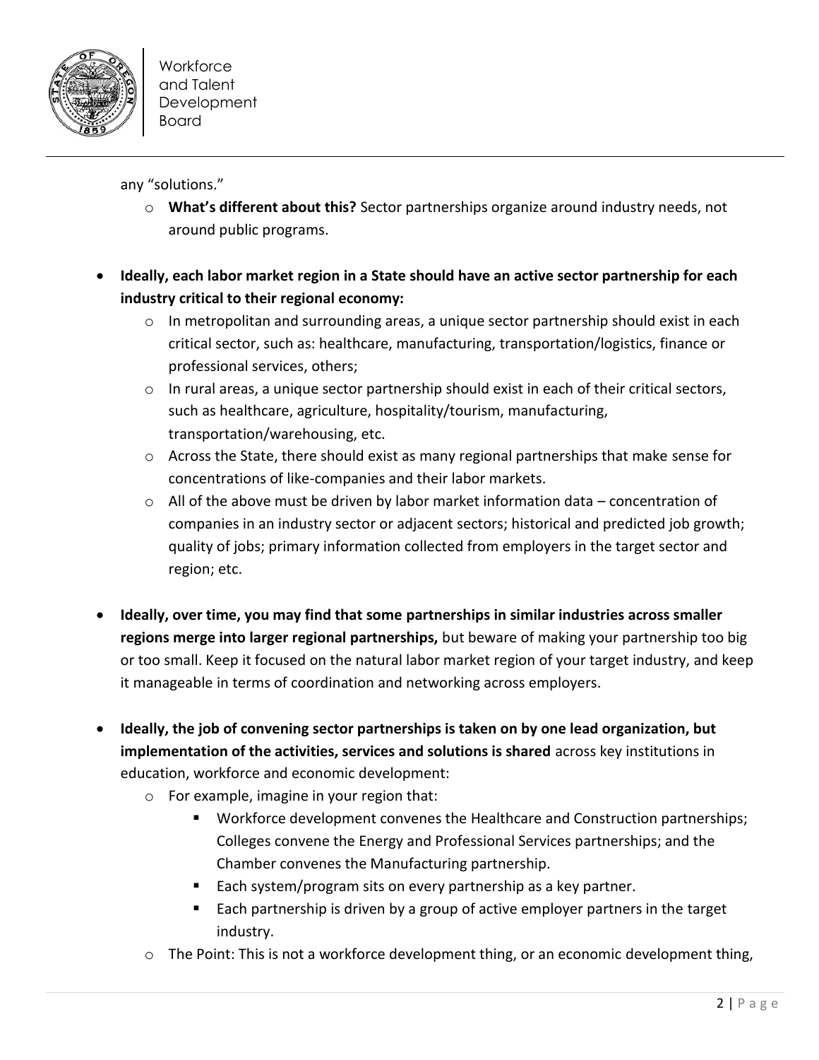any "solutions."

- **What's different about this?** Sector partnerships organize around industry needs, not around public programs.

- **Ideally, each labor market region in a State should have an active sector partnership for each industry critical to their regional economy:**
  - In metropolitan and surrounding areas, a unique sector partnership should exist in each critical sector, such as: healthcare, manufacturing, transportation/logistics, finance or professional services, others;
  - In rural areas, a unique sector partnership should exist in each of their critical sectors, such as healthcare, agriculture, hospitality/tourism, manufacturing, transportation/warehousing, etc.
  - Across the State, there should exist as many regional partnerships that make sense for concentrations of like-companies and their labor markets.
  - All of the above must be driven by labor market information data – concentration of companies in an industry sector or adjacent sectors; historical and predicted job growth; quality of jobs; primary information collected from employers in the target sector and region; etc.

- **Ideally, over time, you may find that some partnerships in similar industries across smaller regions merge into larger regional partnerships,** but beware of making your partnership too big or too small. Keep it focused on the natural labor market region of your target industry, and keep it manageable in terms of coordination and networking across employers.

- **Ideally, the job of convening sector partnerships is taken on by one lead organization, but implementation of the activities, services and solutions is shared** across key institutions in education, workforce and economic development:
  - For example, imagine in your region that:
    - Workforce development convenes the Healthcare and Construction partnerships; Colleges convene the Energy and Professional Services partnerships; and the Chamber convenes the Manufacturing partnership.
    - Each system/program sits on every partnership as a key partner.
    - Each partnership is driven by a group of active employer partners in the target industry.
  - The Point: This is not a workforce development thing, or an economic development thing,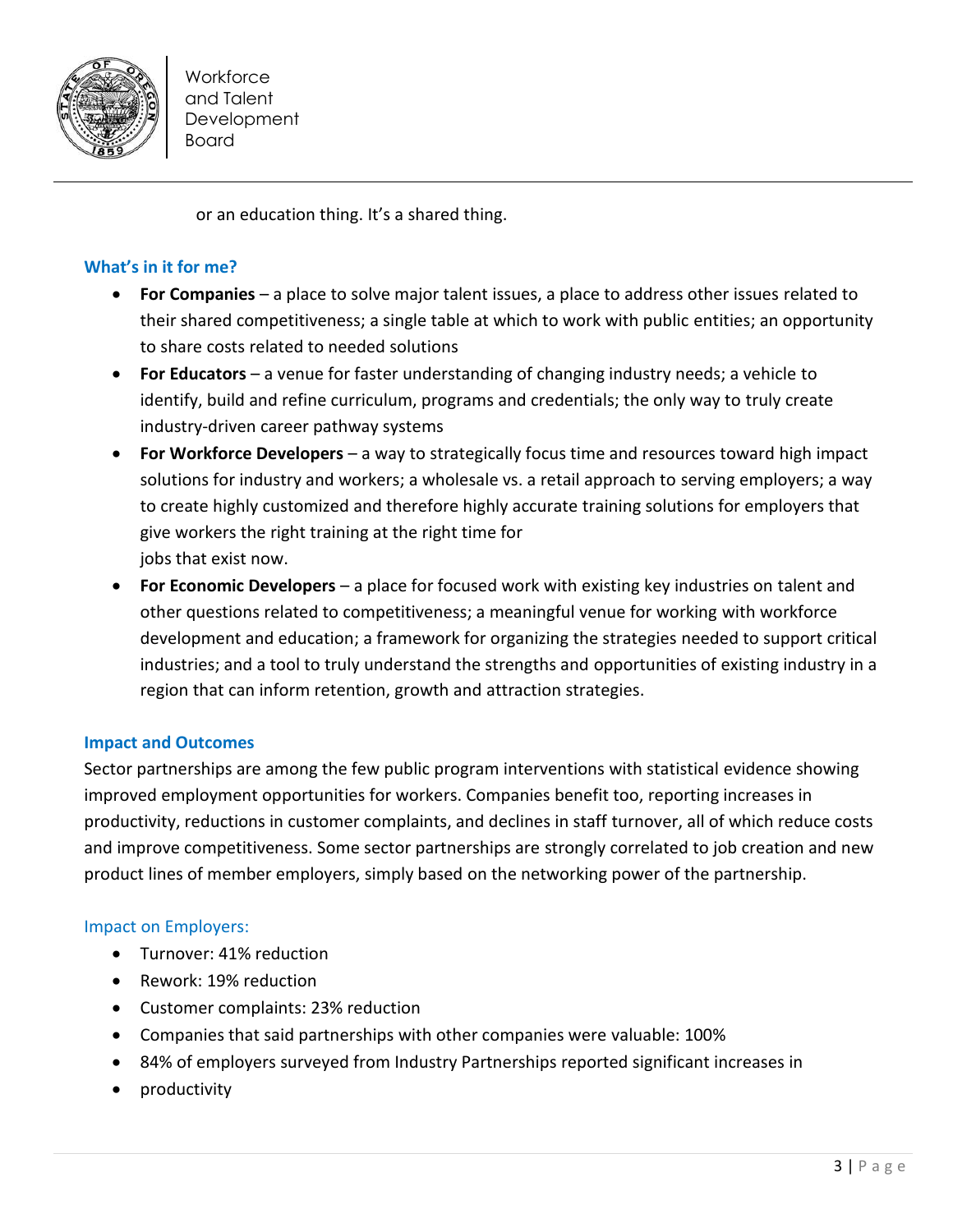or an education thing. It's a shared thing.

### What's in it for me?

- **For Companies** – a place to solve major talent issues, a place to address other issues related to their shared competitiveness; a single table at which to work with public entities; an opportunity to share costs related to needed solutions
- **For Educators** – a venue for faster understanding of changing industry needs; a vehicle to identify, build and refine curriculum, programs and credentials; the only way to truly create industry-driven career pathway systems
- **For Workforce Developers** – a way to strategically focus time and resources toward high impact solutions for industry and workers; a wholesale vs. a retail approach to serving employers; a way to create highly customized and therefore highly accurate training solutions for employers that give workers the right training at the right time for jobs that exist now.
- **For Economic Developers** – a place for focused work with existing key industries on talent and other questions related to competitiveness; a meaningful venue for working with workforce development and education; a framework for organizing the strategies needed to support critical industries; and a tool to truly understand the strengths and opportunities of existing industry in a region that can inform retention, growth and attraction strategies.

### Impact and Outcomes

Sector partnerships are among the few public program interventions with statistical evidence showing improved employment opportunities for workers. Companies benefit too, reporting increases in productivity, reductions in customer complaints, and declines in staff turnover, all of which reduce costs and improve competitiveness. Some sector partnerships are strongly correlated to job creation and new product lines of member employers, simply based on the networking power of the partnership.

#### Impact on Employers:

- Turnover: 41% reduction
- Rework: 19% reduction
- Customer complaints: 23% reduction
- Companies that said partnerships with other companies were valuable: 100%
- 84% of employers surveyed from Industry Partnerships reported significant increases in
- productivity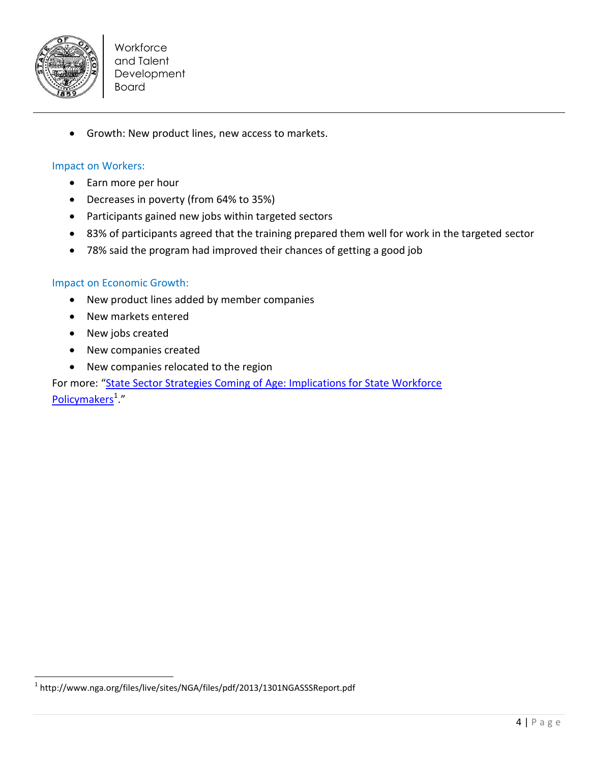- Growth: New product lines, new access to markets.

### Impact on Workers:

- Earn more per hour
- Decreases in poverty (from 64% to 35%)
- Participants gained new jobs within targeted sectors
- 83% of participants agreed that the training prepared them well for work in the targeted sector
- 78% said the program had improved their chances of getting a good job

### Impact on Economic Growth:

- New product lines added by member companies
- New markets entered
- New jobs created
- New companies created
- New companies relocated to the region

For more: "[State Sector Strategies Coming of Age: Implications for State Workforce Policymakers](http://www.nga.org/files/live/sites/NGA/files/pdf/2013/1301NGASSSReport.pdf)[1]."

[1] http://www.nga.org/files/live/sites/NGA/files/pdf/2013/1301NGASSSReport.pdf